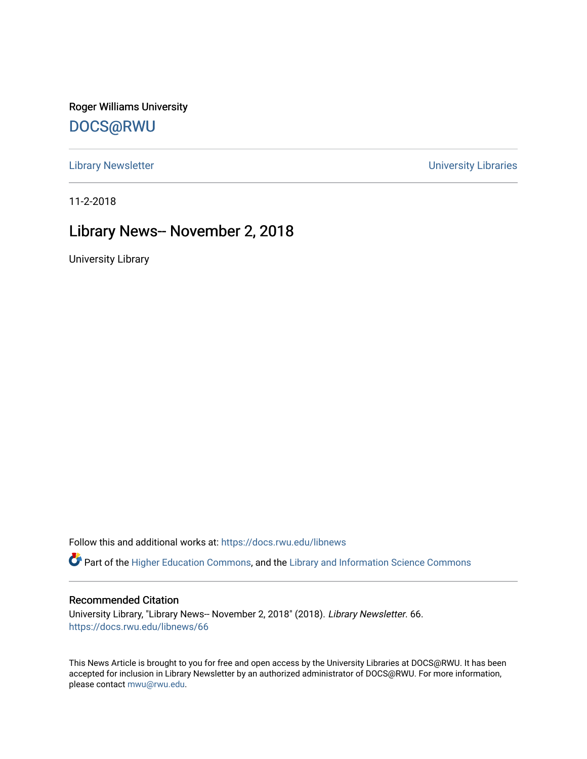Roger Williams University

DOCS@RWU

Library Newsletter | University Libraries

11-2-2018

# Library News-- November 2, 2018

University Library

Follow this and additional works at: https://docs.rwu.edu/libnews

Part of the Higher Education Commons, and the Library and Information Science Commons

## Recommended Citation

University Library, "Library News-- November 2, 2018" (2018). *Library Newsletter*. 66.
https://docs.rwu.edu/libnews/66

This News Article is brought to you for free and open access by the University Libraries at DOCS@RWU. It has been accepted for inclusion in Library Newsletter by an authorized administrator of DOCS@RWU. For more information, please contact mwu@rwu.edu.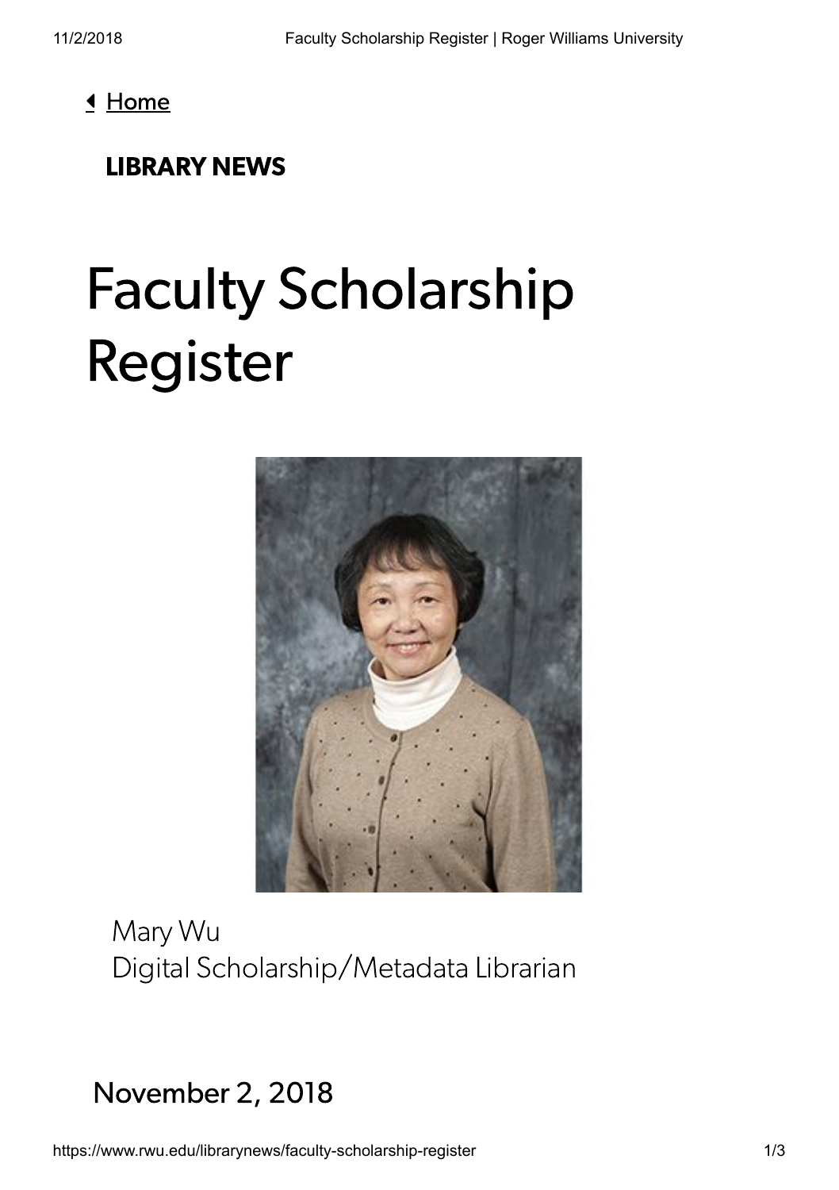[Home](#)

**LIBRARY NEWS**

# Faculty Scholarship Register

Mary Wu
Digital Scholarship/Metadata Librarian

## November 2, 2018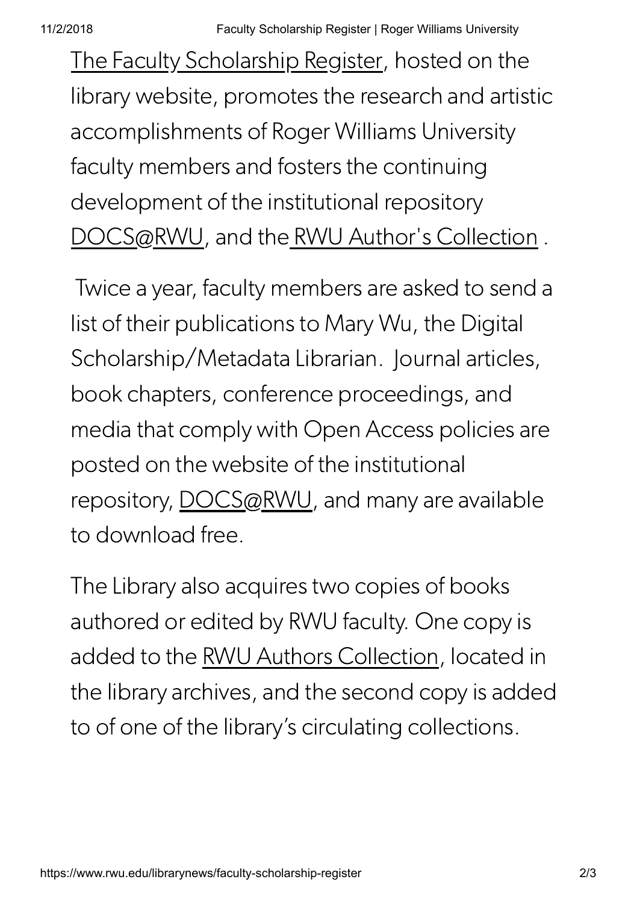The Faculty Scholarship Register, hosted on the library website, promotes the research and artistic accomplishments of Roger Williams University faculty members and fosters the continuing development of the institutional repository DOCS@RWU, and the RWU Author's Collection .

Twice a year, faculty members are asked to send a list of their publications to Mary Wu, the Digital Scholarship/Metadata Librarian. Journal articles, book chapters, conference proceedings, and media that comply with Open Access policies are posted on the website of the institutional repository, DOCS@RWU, and many are available to download free.

The Library also acquires two copies of books authored or edited by RWU faculty. One copy is added to the RWU Authors Collection, located in the library archives, and the second copy is added to of one of the library's circulating collections.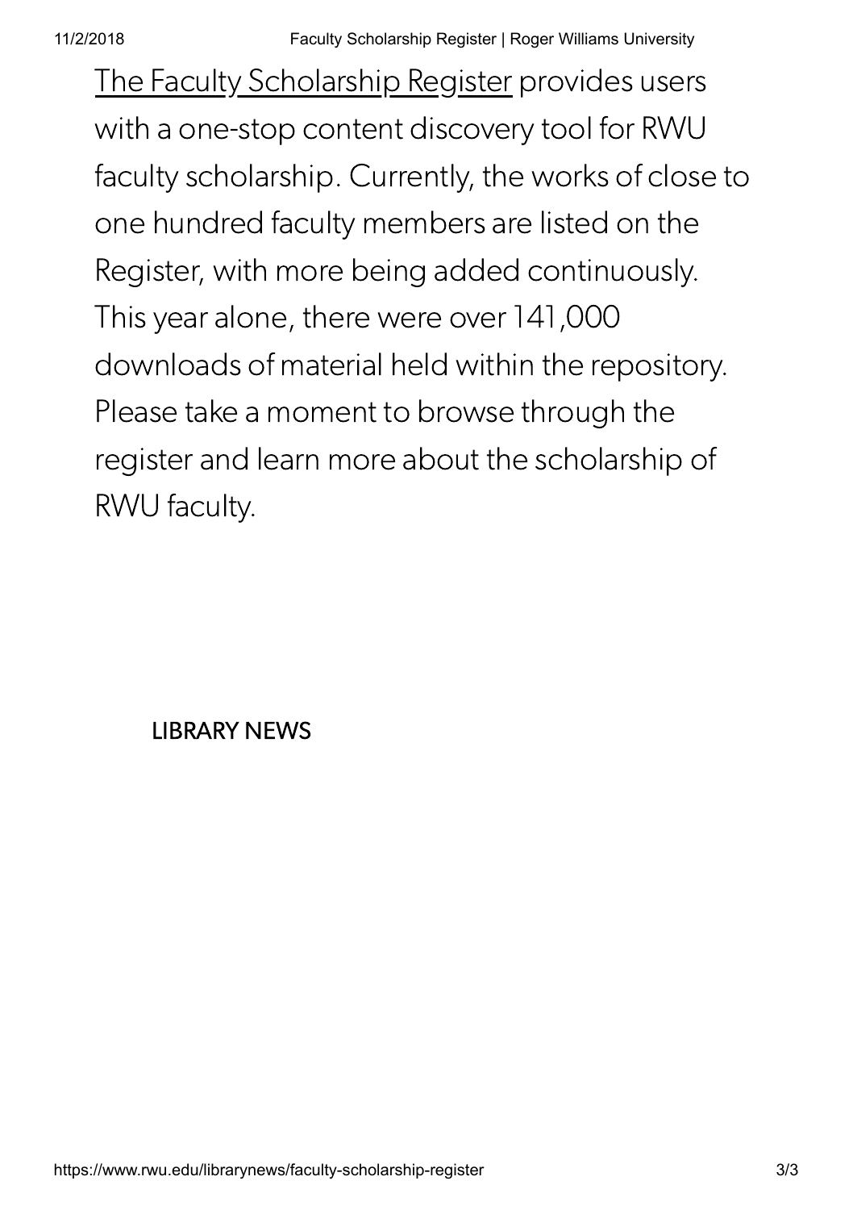The Faculty Scholarship Register provides users with a one-stop content discovery tool for RWU faculty scholarship. Currently, the works of close to one hundred faculty members are listed on the Register, with more being added continuously. This year alone, there were over 141,000 downloads of material held within the repository. Please take a moment to browse through the register and learn more about the scholarship of RWU faculty.

LIBRARY NEWS